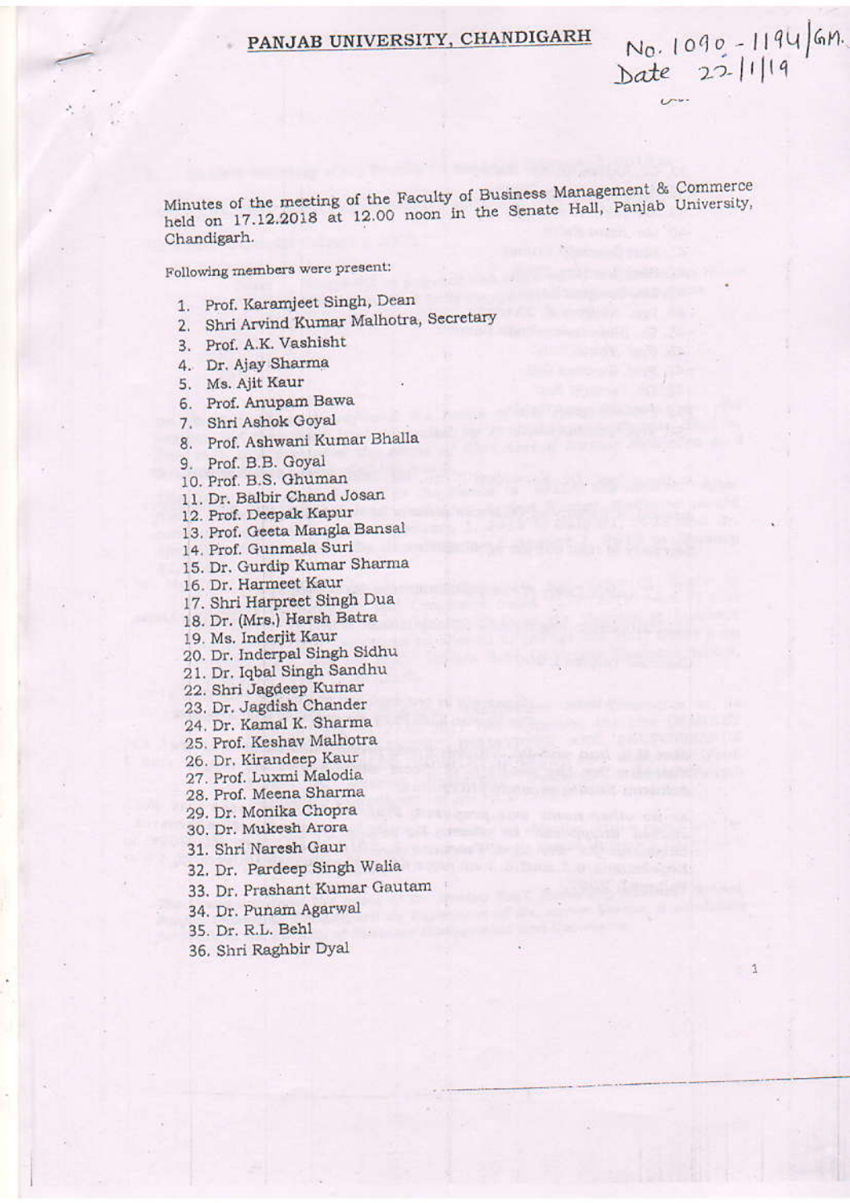# PANJAB UNIVERSITY, CHANDIGARH

No. 1090 - 1194/GM.
Date 22/1/19

Minutes of the meeting of the Faculty of Business Management & Commerce held on 17.12.2018 at 12.00 noon in the Senate Hall, Panjab University, Chandigarh.

Following members were present:

1. Prof. Karamjeet Singh, Dean
2. Shri Arvind Kumar Malhotra, Secretary
3. Prof. A.K. Vashisht
4. Dr. Ajay Sharma
5. Ms. Ajit Kaur
6. Prof. Anupam Bawa
7. Shri Ashok Goyal
8. Prof. Ashwani Kumar Bhalla
9. Prof. B.B. Goyal
10. Prof. B.S. Ghuman
11. Dr. Balbir Chand Josan
12. Prof. Deepak Kapur
13. Prof. Geeta Mangla Bansal
14. Prof. Gunmala Suri
15. Dr. Gurdip Kumar Sharma
16. Dr. Harmeet Kaur
17. Shri Harpreet Singh Dua
18. Dr. (Mrs.) Harsh Batra
19. Ms. Inderjit Kaur
20. Dr. Inderpal Singh Sidhu
21. Dr. Iqbal Singh Sandhu
22. Shri Jagdeep Kumar
23. Dr. Jagdish Chander
24. Dr. Kamal K. Sharma
25. Prof. Keshav Malhotra
26. Dr. Kirandeep Kaur
27. Prof. Luxmi Malodia
28. Prof. Meena Sharma
29. Dr. Monika Chopra
30. Dr. Mukesh Arora
31. Shri Naresh Gaur
32. Dr. Pardeep Singh Walia
33. Dr. Prashant Kumar Gautam
34. Dr. Punam Agarwal
35. Dr. R.L. Behl
36. Shri Raghbir Dyal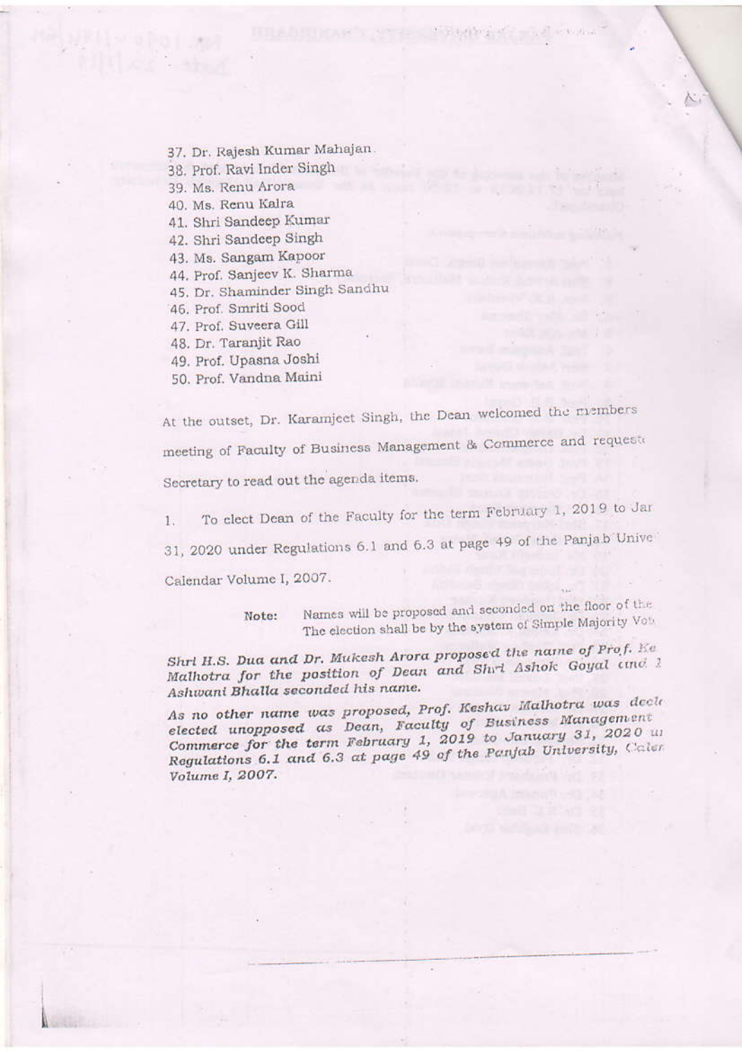37. Dr. Rajesh Kumar Mahajan
38. Prof. Ravi Inder Singh
39. Ms. Renu Arora
40. Ms. Renu Kalra
41. Shri Sandeep Kumar
42. Shri Sandeep Singh
43. Ms. Sangam Kapoor
44. Prof. Sanjeev K. Sharma
45. Dr. Shaminder Singh Sandhu
46. Prof. Smriti Sood
47. Prof. Suveera Gill
48. Dr. Taranjit Rao
49. Prof. Upasna Joshi
50. Prof. Vandna Maini

At the outset, Dr. Karamjeet Singh, the Dean welcomed the members meeting of Faculty of Business Management & Commerce and requested Secretary to read out the agenda items.

1. To elect Dean of the Faculty for the term February 1, 2019 to Jar 31, 2020 under Regulations 6.1 and 6.3 at page 49 of the Panjab Unive Calendar Volume I, 2007.

> Note: Names will be proposed and seconded on the floor of the The election shall be by the system of Simple Majority Vot

*Shri H.S. Dua and Dr. Mukesh Arora proposed the name of Prof. Ke Malhotra for the position of Dean and Shri Ashok Goyal and Ashwani Bhalla seconded his name.*

*As no other name was proposed, Prof. Keshav Malhotra was decl elected unopposed as Dean, Faculty of Business Management Commerce for the term February 1, 2019 to January 31, 2020 u Regulations 6.1 and 6.3 at page 49 of the Panjab University, Calen Volume I, 2007.*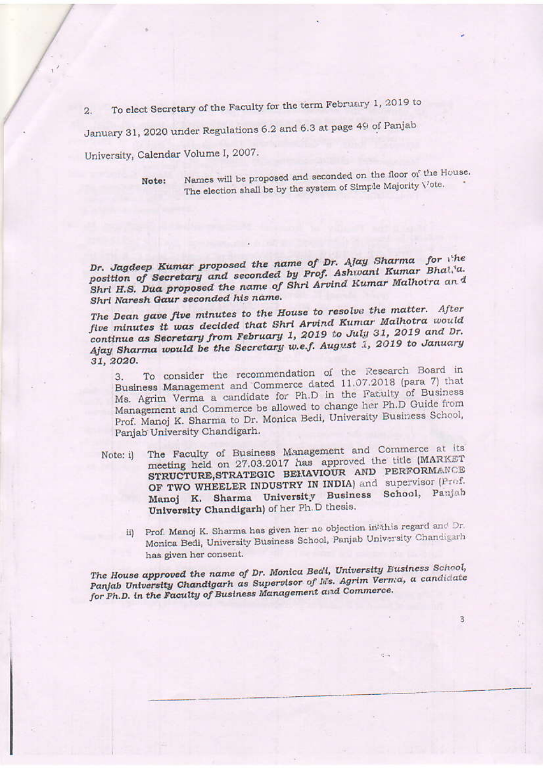2. To elect Secretary of the Faculty for the term February 1, 2019 to January 31, 2020 under Regulations 6.2 and 6.3 at page 49 of Panjab University, Calendar Volume I, 2007.

> **Note:** Names will be proposed and seconded on the floor of the House. The election shall be by the system of Simple Majority Vote.

*Dr. Jagdeep Kumar proposed the name of Dr. Ajay Sharma for the position of Secretary and seconded by Prof. Ashwani Kumar Bhalla. Shri H.S. Dua proposed the name of Shri Arvind Kumar Malhotra and Shri Naresh Gaur seconded his name.*

*The Dean gave five minutes to the House to resolve the matter. After five minutes it was decided that Shri Arvind Kumar Malhotra would continue as Secretary from February 1, 2019 to July 31, 2019 and Dr. Ajay Sharma would be the Secretary w.e.f. August 1, 2019 to January 31, 2020.*

3. To consider the recommendation of the Research Board in Business Management and Commerce dated 11.07.2018 (para 7) that Ms. Agrim Verma a candidate for Ph.D in the Faculty of Business Management and Commerce be allowed to change her Ph.D Guide from Prof. Manoj K. Sharma to Dr. Monica Bedi, University Business School, Panjab University Chandigarh.

Note: i) The Faculty of Business Management and Commerce at its meeting held on 27.03.2017 has approved the title (**MARKET STRUCTURE,STRATEGIC BEHAVIOUR AND PERFORMANCE OF TWO WHEELER INDUSTRY IN INDIA**) and supervisor (**Prof. Manoj K. Sharma University Business School, Panjab University Chandigarh**) of her Ph.D thesis.

ii) Prof. Manoj K. Sharma has given her no objection in this regard and Dr. Monica Bedi, University Business School, Panjab University Chandigarh has given her consent.

*The House approved the name of Dr. Monica Bedi, University Business School, Panjab University Chandigarh as Supervisor of Ms. Agrim Verma, a candidate for Ph.D. in the Faculty of Business Management and Commerce.*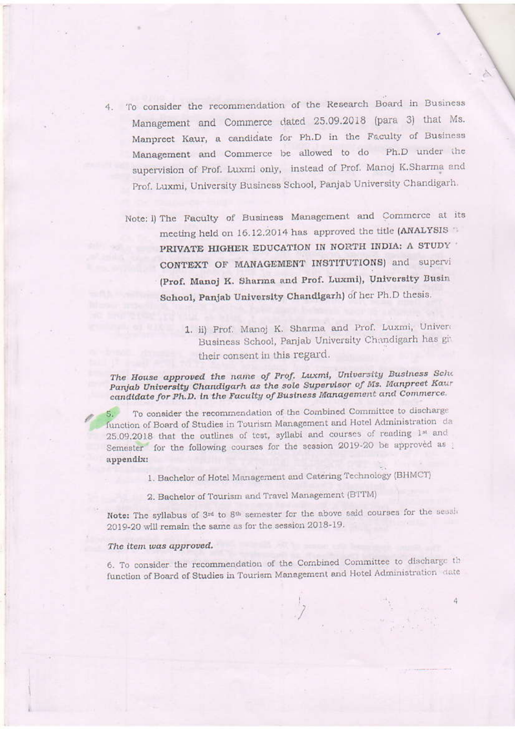4. To consider the recommendation of the Research Board in Business Management and Commerce dated 25.09.2018 (para 3) that Ms. Manpreet Kaur, a candidate for Ph.D in the Faculty of Business Management and Commerce be allowed to do Ph.D under the supervision of Prof. Luxmi only, instead of Prof. Manoj K.Sharma and Prof. Luxmi, University Business School, Panjab University Chandigarh.

   Note: i) The Faculty of Business Management and Commerce at its meeting held on 16.12.2014 has approved the title (**ANALYSIS ... PRIVATE HIGHER EDUCATION IN NORTH INDIA: A STUDY ... CONTEXT OF MANAGEMENT INSTITUTIONS**) and supervi... (**Prof. Manoj K. Sharma and Prof. Luxmi), University Busin... School, Panjab University Chandigarh**) of her Ph.D thesis.

   1. ii) Prof. Manoj K. Sharma and Prof. Luxmi, Univer... Business School, Panjab University Chandigarh has gi... their consent in this regard.

***The House approved the name of Prof. Luxmi, University Business Sch... Panjab University Chandigarh as the sole Supervisor of Ms. Manpreet Kaur candidate for Ph.D. in the Faculty of Business Management and Commerce.***

5. To consider the recommendation of the Combined Committee to discharge function of Board of Studies in Tourism Management and Hotel Administration da... 25.09.2018 that the outlines of test, syllabi and courses of reading 1st and ... Semester for the following courses for the session 2019-20 be approved as ... **appendix:**

   1. Bachelor of Hotel Management and Catering Technology (BHMCT)
   2. Bachelor of Tourism and Travel Management (BTTM)

**Note:** The syllabus of 3rd to 8th semester for the above said courses for the sessi... 2019-20 will remain the same as for the session 2018-19.

*The item was approved.*

6. To consider the recommendation of the Combined Committee to discharge th... function of Board of Studies in Tourism Management and Hotel Administration date...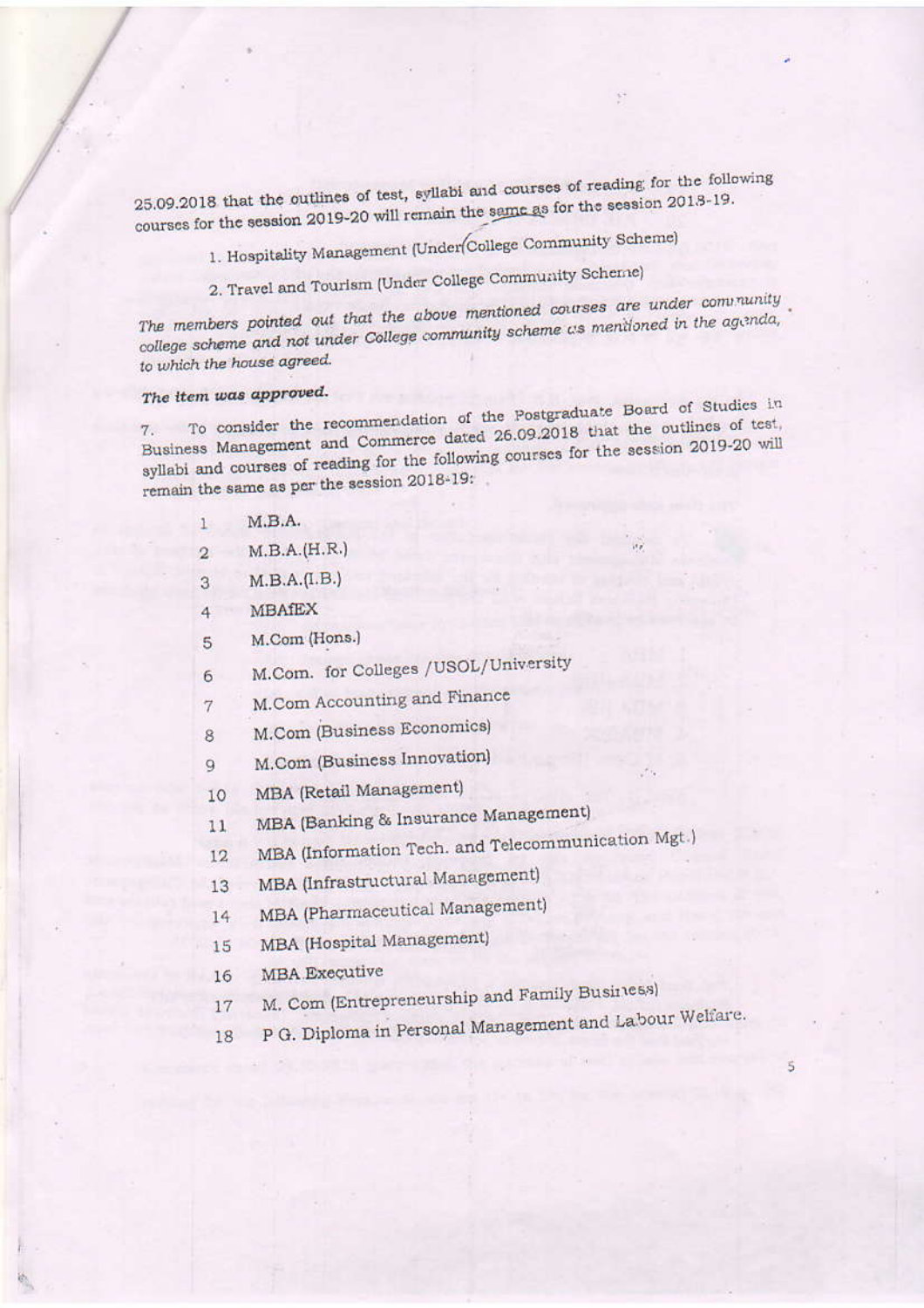25.09.2018 that the outlines of test, syllabi and courses of reading for the following courses for the session 2019-20 will remain the same as for the session 2018-19.

1. Hospitality Management (Under College Community Scheme)
2. Travel and Tourism (Under College Community Scheme)

*The members pointed out that the above mentioned courses are under community college scheme and not under College community scheme as mentioned in the agenda, to which the house agreed.*

***The item was approved.***

7. To consider the recommendation of the Postgraduate Board of Studies in Business Management and Commerce dated 26.09.2018 that the outlines of test, syllabi and courses of reading for the following courses for the session 2019-20 will remain the same as per the session 2018-19:

1. M.B.A.
2. M.B.A.(H.R.)
3. M.B.A.(I.B.)
4. MBAfEX
5. M.Com (Hons.)
6. M.Com. for Colleges /USOL/University
7. M.Com Accounting and Finance
8. M.Com (Business Economics)
9. M.Com (Business Innovation)
10. MBA (Retail Management)
11. MBA (Banking & Insurance Management)
12. MBA (Information Tech. and Telecommunication Mgt.)
13. MBA (Infrastructural Management)
14. MBA (Pharmaceutical Management)
15. MBA (Hospital Management)
16. MBA Executive
17. M. Com (Entrepreneurship and Family Business)
18. P G. Diploma in Personal Management and Labour Welfare.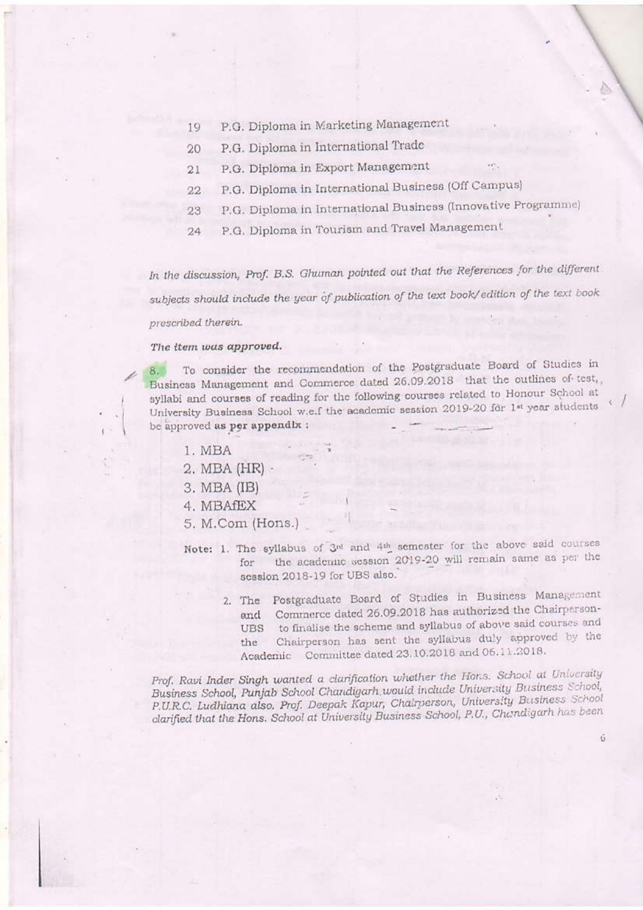19 P.G. Diploma in Marketing Management

20 P.G. Diploma in International Trade

21 P.G. Diploma in Export Management

22 P.G. Diploma in International Business (Off Campus)

23 P.G. Diploma in International Business (Innovative Programme)

24 P.G. Diploma in Tourism and Travel Management

*In the discussion, Prof. B.S. Ghuman pointed out that the References for the different subjects should include the year of publication of the text book/edition of the text book prescribed therein.*

*The item was approved.*

8. To consider the recommendation of the Postgraduate Board of Studies in Business Management and Commerce dated 26.09.2018 that the outlines of test, syllabi and courses of reading for the following courses related to Honour School at University Business School w.e.f the academic session 2019-20 for 1st year students be approved **as per appendix** :

1. MBA
2. MBA (HR)
3. MBA (IB)
4. MBAfEX
5. M.Com (Hons.)

**Note:** 1. The syllabus of 3rd and 4th semester for the above said courses for the academic session 2019-20 will remain same as per the session 2018-19 for UBS also.

2. The Postgraduate Board of Studies in Business Management and Commerce dated 26.09.2018 has authorized the Chairperson-UBS to finalise the scheme and syllabus of above said courses and the Chairperson has sent the syllabus duly approved by the Academic Committee dated 23.10.2018 and 06.11.2018.

*Prof. Ravi Inder Singh wanted a clarification whether the Hons. School at University Business School, Punjab School Chandigarh would include University Business School, P.U.R.C. Ludhiana also. Prof. Deepak Kapur, Chairperson, University Business School clarified that the Hons. School at University Business School, P.U., Chandigarh has been*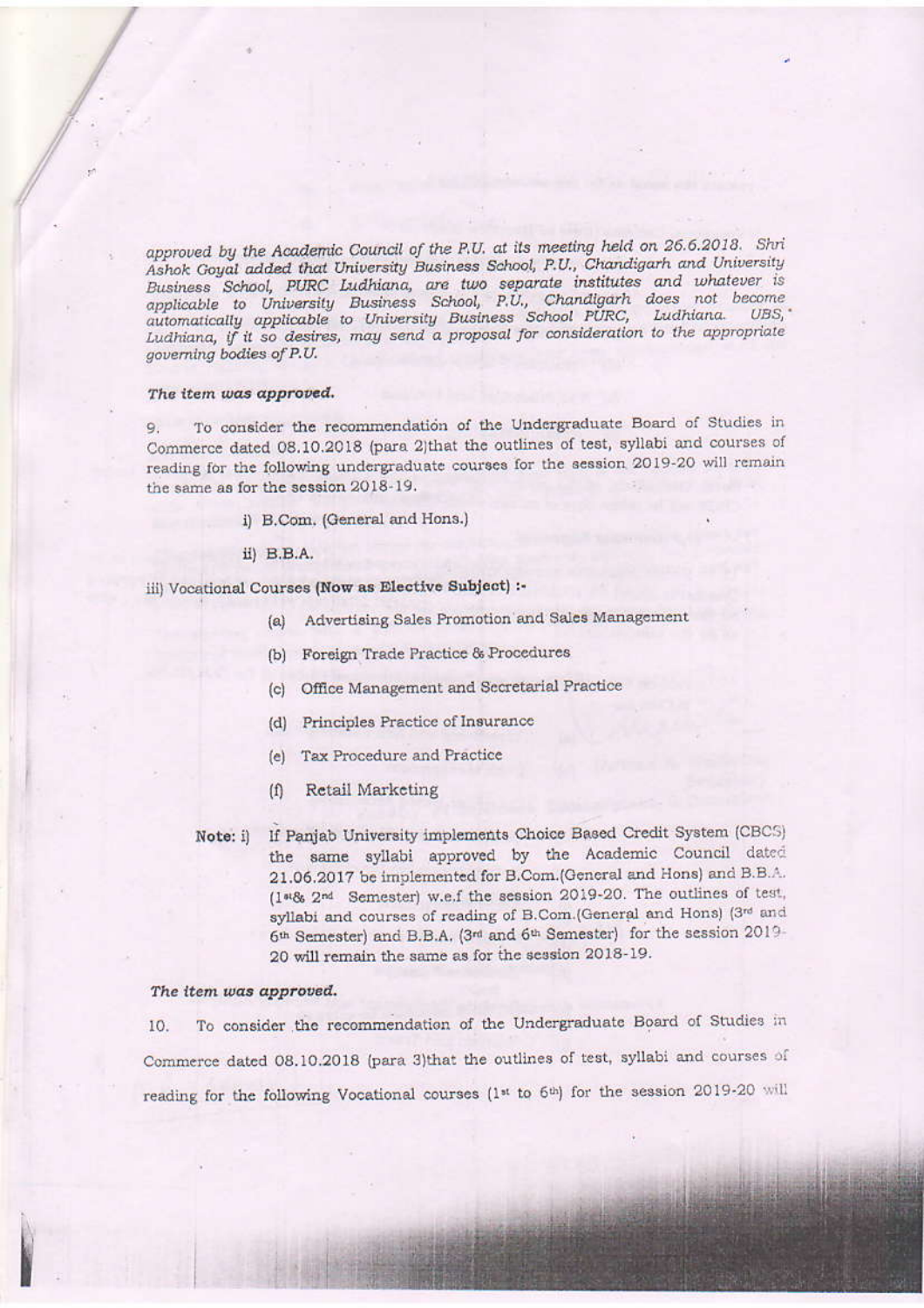*approved by the Academic Council of the P.U. at its meeting held on 26.6.2018. Shri Ashok Goyal added that University Business School, P.U., Chandigarh and University Business School, PURC Ludhiana, are two separate institutes and whatever is applicable to University Business School, P.U., Chandigarh does not become automatically applicable to University Business School PURC, Ludhiana. UBS, Ludhiana, if it so desires, may send a proposal for consideration to the appropriate governing bodies of P.U.*

***The item was approved.***

9. To consider the recommendation of the Undergraduate Board of Studies in Commerce dated 08.10.2018 (para 2)that the outlines of test, syllabi and courses of reading for the following undergraduate courses for the session 2019-20 will remain the same as for the session 2018-19.

i) B.Com. (General and Hons.)

ii) B.B.A.

iii) Vocational Courses **(Now as Elective Subject)** :-

(a) Advertising Sales Promotion and Sales Management

(b) Foreign Trade Practice & Procedures

(c) Office Management and Secretarial Practice

(d) Principles Practice of Insurance

(e) Tax Procedure and Practice

(f) Retail Marketing

**Note: i)** If Panjab University implements Choice Based Credit System (CBCS) the same syllabi approved by the Academic Council dated 21.06.2017 be implemented for B.Com.(General and Hons) and B.B.A. (1st & 2nd Semester) w.e.f the session 2019-20. The outlines of test, syllabi and courses of reading of B.Com.(General and Hons) (3rd and 6th Semester) and B.B.A. (3rd and 6th Semester) for the session 2019-20 will remain the same as for the session 2018-19.

***The item was approved.***

10. To consider the recommendation of the Undergraduate Board of Studies in Commerce dated 08.10.2018 (para 3)that the outlines of test, syllabi and courses of reading for the following Vocational courses (1st to 6th) for the session 2019-20 will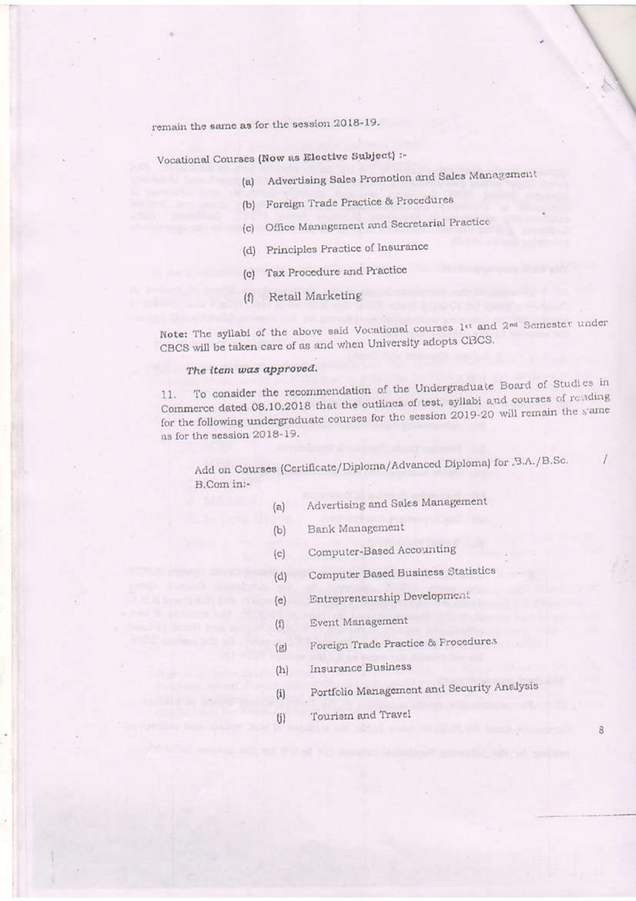remain the same as for the session 2018-19.

Vocational Courses (**Now as Elective Subject**) :-

(a) Advertising Sales Promotion and Sales Management

(b) Foreign Trade Practice & Procedures

(c) Office Management and Secretarial Practice

(d) Principles Practice of Insurance

(e) Tax Procedure and Practice

(f) Retail Marketing

**Note:** The syllabi of the above said Vocational courses 1st and 2nd Semester under CBCS will be taken care of as and when University adopts CBCS.

***The item was approved.***

11. To consider the recommendation of the Undergraduate Board of Studies in Commerce dated 08.10.2018 that the outlines of test, syllabi and courses of reading for the following undergraduate courses for the session 2019-20 will remain the same as for the session 2018-19.

Add on Courses (Certificate/Diploma/Advanced Diploma) for B.A./B.Sc. B.Com in:-

(a) Advertising and Sales Management

(b) Bank Management

(c) Computer-Based Accounting

(d) Computer Based Business Statistics

(e) Entrepreneurship Development

(f) Event Management

(g) Foreign Trade Practice & Procedures

(h) Insurance Business

(i) Portfolio Management and Security Analysis

(j) Tourism and Travel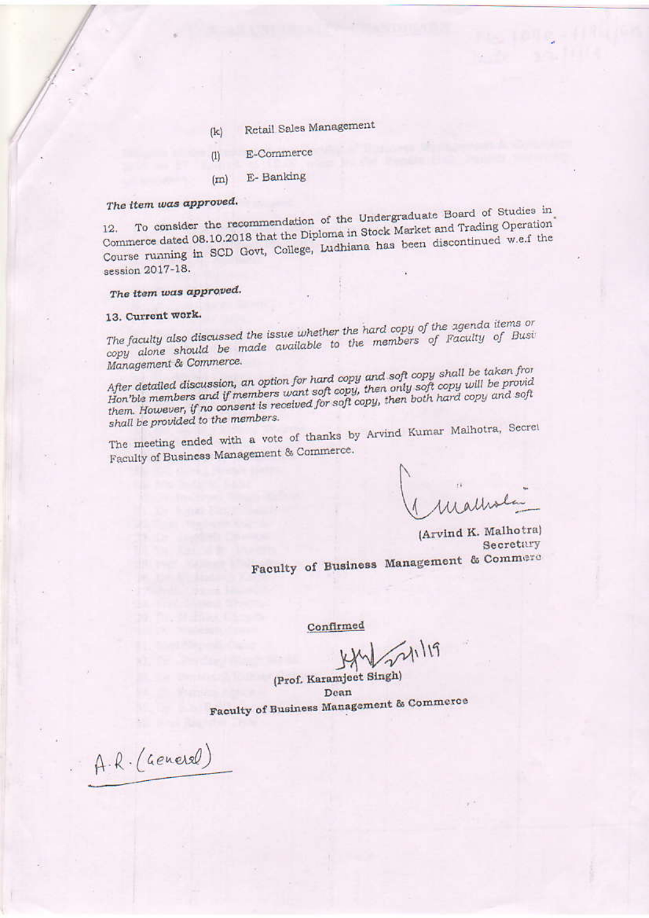(k) Retail Sales Management

(l) E-Commerce

(m) E- Banking

*The item was approved.*

12. To consider the recommendation of the Undergraduate Board of Studies in Commerce dated 08.10.2018 that the Diploma in Stock Market and Trading Operation Course running in SCD Govt, College, Ludhiana has been discontinued w.e.f the session 2017-18.

*The item was approved.*

**13. Current work.**

*The faculty also discussed the issue whether the hard copy of the agenda items or copy alone should be made available to the members of Faculty of Busi Management & Commerce.*

*After detailed discussion, an option for hard copy and soft copy shall be taken fro Hon'ble members and if members want soft copy, then only soft copy will be provid them. However, if no consent is received for soft copy, then both hard copy and soft shall be provided to the members.*

The meeting ended with a vote of thanks by Arvind Kumar Malhotra, Secret Faculty of Business Management & Commerce.

(Arvind K. Malhotra)
Secretary
Faculty of Business Management & Commerce

Confirmed

(Prof. Karamjeet Singh)
Dean
Faculty of Business Management & Commerce

A.R. (General)